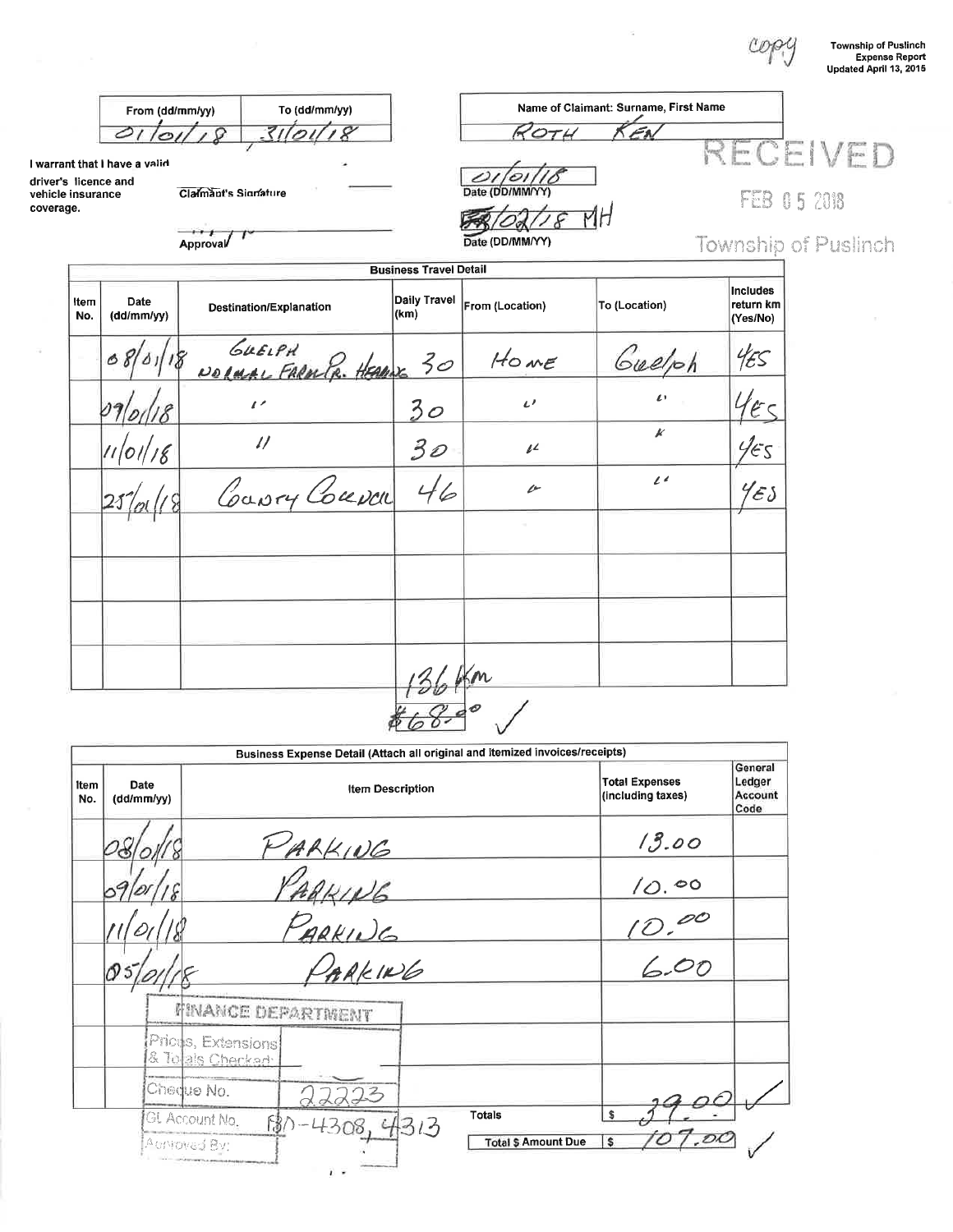copy

**Township of Puslinch**
**Expense Report**
**Updated April 13, 2015**

| From (dd/mm/yy) | To (dd/mm/yy) |
|---|---|
| 01/01/18 | 31/01/18 |

| Name of Claimant: Surname, First Name |
|---|
| ROTH KEN |

RECEIVED
FEB 05 2018
Township of Puslinch

I warrant that I have a valid driver's licence and vehicle insurance coverage.

Claimant's Signature ____________ Date (DD/MM/YY): 01/01/18

Approval ____________ Date (DD/MM/YY): 05/02/18 MH

**Business Travel Detail**

| Item No. | Date (dd/mm/yy) | Destination/Explanation | Daily Travel (km) | From (Location) | To (Location) | Includes return km (Yes/No) |
|---|---|---|---|---|---|---|
| | 08/01/18 | GUELPH NORMAL FARM PR. HEARING | 30 | HOME | Guelph | YES |
| | 09/01/18 | " | 30 | " | " | YES |
| | 11/01/18 | " | 30 | " | " | YES |
| | 25/01/18 | COUNTY COUNCIL | 46 | " | " | YES |
| | | | | | | |
| | | | | | | |
| | | | | | | |
| | | | | | | |

136 km
$68.00 ✓

**Business Expense Detail (Attach all original and itemized invoices/receipts)**

| Item No. | Date (dd/mm/yy) | Item Description | Total Expenses (including taxes) | General Ledger Account Code |
|---|---|---|---|---|
| | 08/01/18 | PARKING | 13.00 | |
| | 09/01/18 | PARKING | 10.00 | |
| | 11/01/18 | PARKING | 10.00 | |
| | 05/01/18 | PARKING | 6.00 | |
| | | | | |
| | | | | |
| | | | | |
| | | Totals | $ 39.00 ✓ | |
| | | Total $ Amount Due | $ 107.00 ✓ | |

FINANCE DEPARTMENT
Prices, Extensions & Totals Checked:
Cheque No. 22223
GL Account No. 130-4308, 4313
Approved By: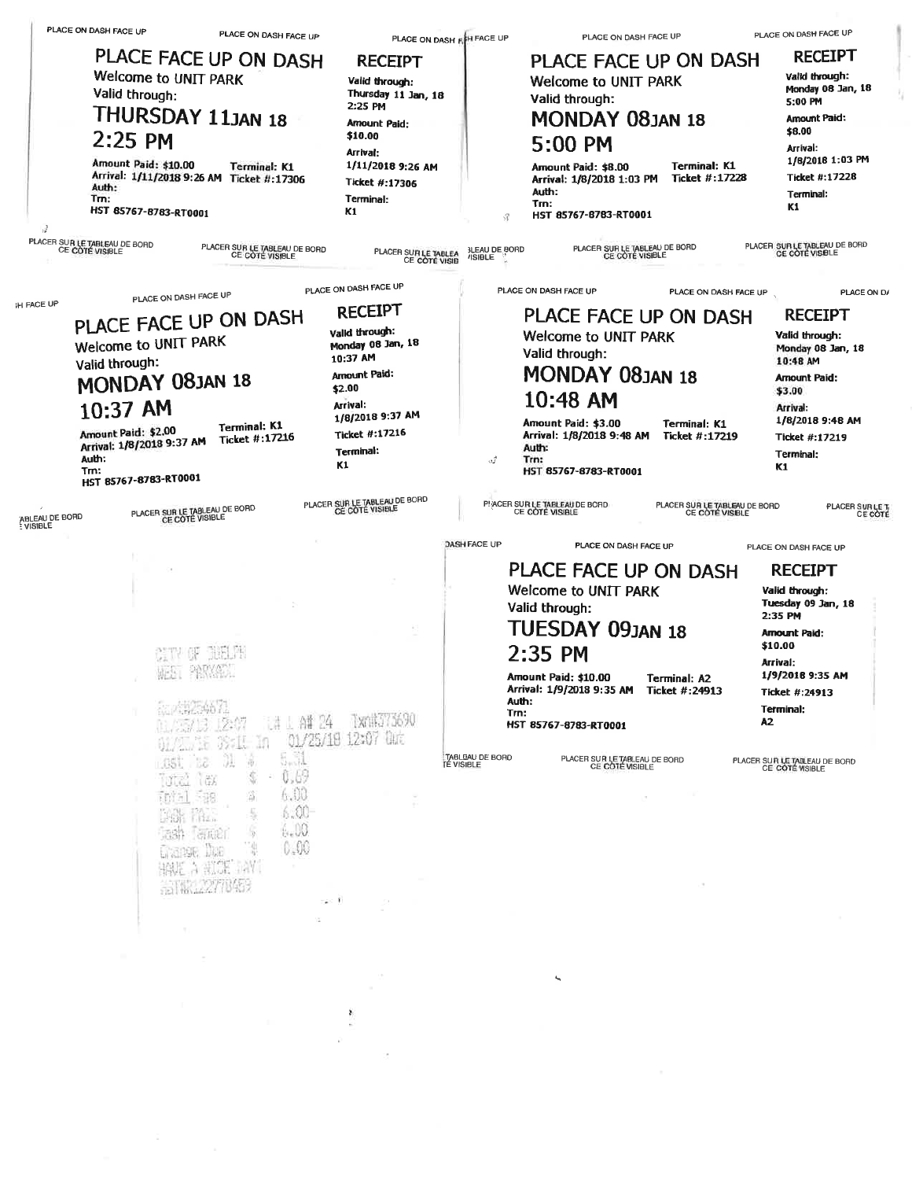PLACE ON DASH FACE UP

# PLACE FACE UP ON DASH

Welcome to UNIT PARK

Valid through:

## THURSDAY 11JAN 18

## 2:25 PM

Amount Paid: $10.00  Terminal: K1

Arrival: 1/11/2018 9:26 AM  Ticket #:17306

Auth:

Trn:

HST 85767-8783-RT0001

**RECEIPT**

Valid through:
Thursday 11 Jan, 18
2:25 PM

Amount Paid:
$10.00

Arrival:
1/11/2018 9:26 AM

Ticket #:17306

Terminal:
K1

PLACER SUR LE TABLEAU DE BORD CE CÔTÉ VISIBLE

---

PLACE ON DASH FACE UP

# PLACE FACE UP ON DASH

Welcome to UNIT PARK

Valid through:

## MONDAY 08JAN 18

## 5:00 PM

Amount Paid: $8.00  Terminal: K1

Arrival: 1/8/2018 1:03 PM  Ticket #:17228

Auth:

Trn:

HST 85767-8783-RT0001

**RECEIPT**

Valid through:
Monday 08 Jan, 18
5:00 PM

Amount Paid:
$8.00

Arrival:
1/8/2018 1:03 PM

Ticket #:17228

Terminal:
K1

PLACER SUR LE TABLEAU DE BORD CE CÔTÉ VISIBLE

---

PLACE ON DASH FACE UP

# PLACE FACE UP ON DASH

Welcome to UNIT PARK

Valid through:

## MONDAY 08JAN 18

## 10:37 AM

Amount Paid: $2.00  Terminal: K1

Arrival: 1/8/2018 9:37 AM  Ticket #:17216

Auth:

Trn:

HST 85767-8783-RT0001

**RECEIPT**

Valid through:
Monday 08 Jan, 18
10:37 AM

Amount Paid:
$2.00

Arrival:
1/8/2018 9:37 AM

Ticket #:17216

Terminal:
K1

PLACER SUR LE TABLEAU DE BORD CE CÔTÉ VISIBLE

---

PLACE ON DASH FACE UP

# PLACE FACE UP ON DASH

Welcome to UNIT PARK

Valid through:

## MONDAY 08JAN 18

## 10:48 AM

Amount Paid: $3.00  Terminal: K1

Arrival: 1/8/2018 9:48 AM  Ticket #:17219

Auth:

Trn:

HST 85767-8783-RT0001

**RECEIPT**

Valid through:
Monday 08 Jan, 18
10:48 AM

Amount Paid:
$3.00

Arrival:
1/8/2018 9:48 AM

Ticket #:17219

Terminal:
K1

PLACER SUR LE TABLEAU DE BORD CE CÔTÉ VISIBLE

---

CITY OF GUELPH
WEST PARKADE

01/25/18 12:07  A# 24  Txn#373690
01/25/18 09:1_ In  01/25/18 12:07 Out

| | | |
|---|---|---|
| Cost | $ | 5.31 |
| Total Tax | $ | 0.69 |
| Total Fee | $ | 6.00 |
| CASH PAID | $ | 6.00 |
| Cash Tender | $ | 6.00 |
| Change Due | $ | 0.00 |

HAVE A NICE DAY!

---

PLACE ON DASH FACE UP

# PLACE FACE UP ON DASH

Welcome to UNIT PARK

Valid through:

## TUESDAY 09JAN 18

## 2:35 PM

Amount Paid: $10.00  Terminal: A2

Arrival: 1/9/2018 9:35 AM  Ticket #:24913

Auth:

Trn:

HST 85767-8783-RT0001

**RECEIPT**

Valid through:
Tuesday 09 Jan, 18
2:35 PM

Amount Paid:
$10.00

Arrival:
1/9/2018 9:35 AM

Ticket #:24913

Terminal:
A2

PLACER SUR LE TABLEAU DE BORD CE CÔTÉ VISIBLE